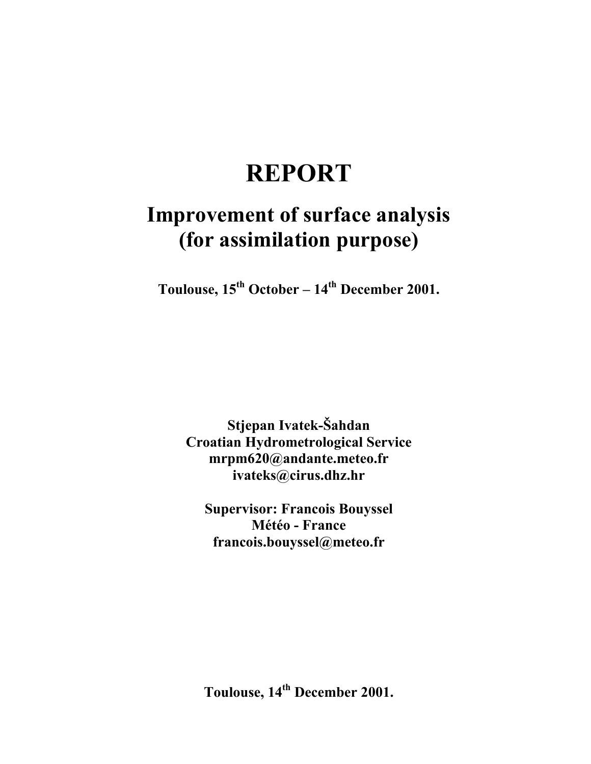# REPORT

## Improvement of surface analysis (for assimilation purpose)

**Toulouse, 15th October – 14th December 2001.**

**Stjepan Ivatek-Šahdan**
**Croatian Hydrometrological Service**
**mrpm620@andante.meteo.fr**
**ivateks@cirus.dhz.hr**

**Supervisor: Francois Bouyssel**
**Météo - France**
**francois.bouyssel@meteo.fr**

**Toulouse, 14th December 2001.**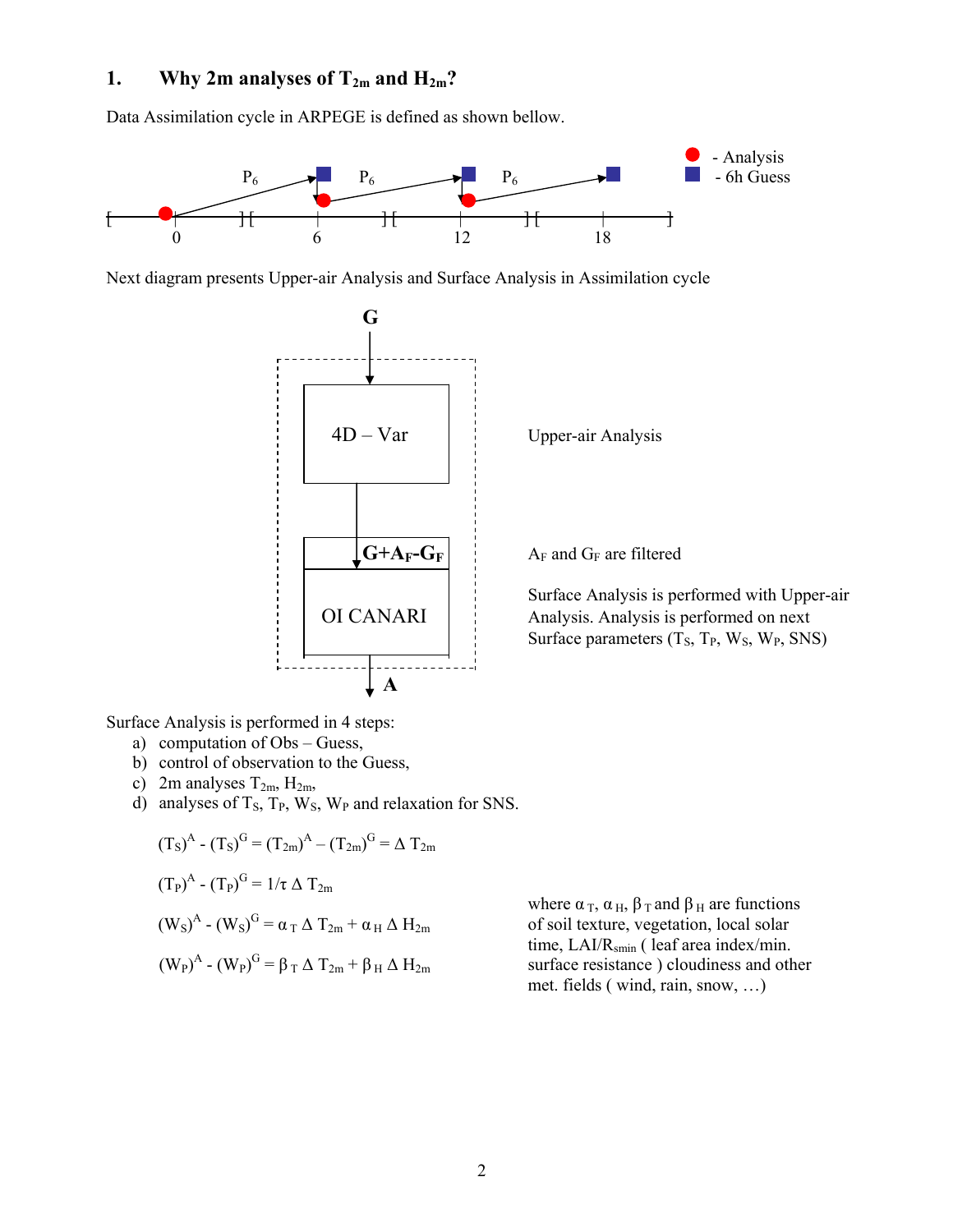## 1. Why 2m analyses of $T_{2m}$ and $H_{2m}$?

Data Assimilation cycle in ARPEGE is defined as shown bellow.

- Analysis
- 6h Guess

Next diagram presents Upper-air Analysis and Surface Analysis in Assimilation cycle

Upper-air Analysis

$A_F$ and $G_F$ are filtered

Surface Analysis is performed with Upper-air Analysis. Analysis is performed on next Surface parameters ($T_S$, $T_P$, $W_S$, $W_P$, SNS)

Surface Analysis is performed in 4 steps:

a) computation of Obs – Guess,
b) control of observation to the Guess,
c) 2m analyses $T_{2m}$, $H_{2m}$,
d) analyses of $T_S$, $T_P$, $W_S$, $W_P$ and relaxation for SNS.

$$(T_S)^A - (T_S)^G = (T_{2m})^A - (T_{2m})^G = \Delta T_{2m}$$

$$(T_P)^A - (T_P)^G = 1/\tau \, \Delta T_{2m}$$

$$(W_S)^A - (W_S)^G = \alpha_T \, \Delta T_{2m} + \alpha_H \, \Delta H_{2m}$$

$$(W_P)^A - (W_P)^G = \beta_T \, \Delta T_{2m} + \beta_H \, \Delta H_{2m}$$

where $\alpha_T$, $\alpha_H$, $\beta_T$ and $\beta_H$ are functions of soil texture, vegetation, local solar time, LAI/$R_{smin}$ ( leaf area index/min. surface resistance ) cloudiness and other met. fields ( wind, rain, snow, …)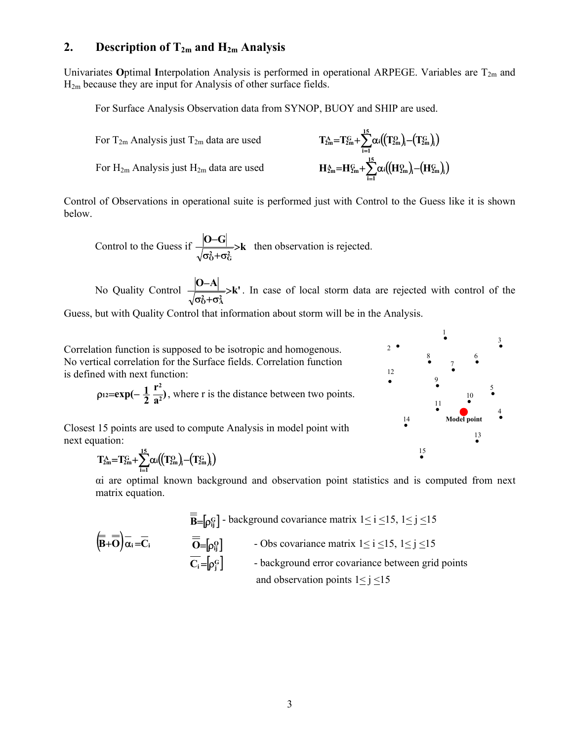## 2. Description of $T_{2m}$ and $H_{2m}$ Analysis

Univariates **O**ptimal **I**nterpolation Analysis is performed in operational ARPEGE. Variables are $T_{2m}$ and $H_{2m}$ because they are input for Analysis of other surface fields.

For Surface Analysis Observation data from SYNOP, BUOY and SHIP are used.

For $T_{2m}$ Analysis just $T_{2m}$ data are used $\quad T^A_{2m}=T^G_{2m}+\sum_{i=1}^{15}\alpha_i\left(\left(T^O_{2m}\right)_i-\left(T^G_{2m}\right)_i\right)$

For $H_{2m}$ Analysis just $H_{2m}$ data are used $\quad H^A_{2m}=H^G_{2m}+\sum_{i=1}^{15}\alpha_i\left(\left(H^O_{2m}\right)_i-\left(H^G_{2m}\right)_i\right)$

Control of Observations in operational suite is performed just with Control to the Guess like it is shown below.

Control to the Guess if $\frac{|O-G|}{\sqrt{\sigma_O^2+\sigma_G^2}}>k$ then observation is rejected.

No Quality Control $\frac{|O-A|}{\sqrt{\sigma_O^2+\sigma_A^2}}>k'$. In case of local storm data are rejected with control of the Guess, but with Quality Control that information about storm will be in the Analysis.

Correlation function is supposed to be isotropic and homogenous. No vertical correlation for the Surface fields. Correlation function is defined with next function:

$\rho_{12}=\exp\left(-\frac{1}{2}\frac{r^2}{a^2}\right)$, where r is the distance between two points.

Closest 15 points are used to compute Analysis in model point with next equation:

1 2 3 4 5 6 7 8 9 10 11 12 13 14 15 Model point

$$T^A_{2m}=T^G_{2m}+\sum_{i=1}^{15}\alpha_i\left(\left(T^O_{2m}\right)_i-\left(T^G_{2m}\right)_i\right)$$

$\alpha_i$ are optimal known background and observation point statistics and is computed from next matrix equation.

$$\left(\overline{\overline{B}}+\overline{\overline{O}}\right)\overline{\alpha_i}=\overline{C_i}$$

$\overline{\overline{B}}=\left[\rho^G_{ij}\right]$ - background covariance matrix $1\leq i\leq 15,\ 1\leq j\leq 15$

$\overline{\overline{O}}=\left[\rho^O_{ij}\right]$ - Obs covariance matrix $1\leq i\leq 15,\ 1\leq j\leq 15$

$\overline{C_i}=\left[\rho^G_j\right]$ - background error covariance between grid points and observation points $1\leq j\leq 15$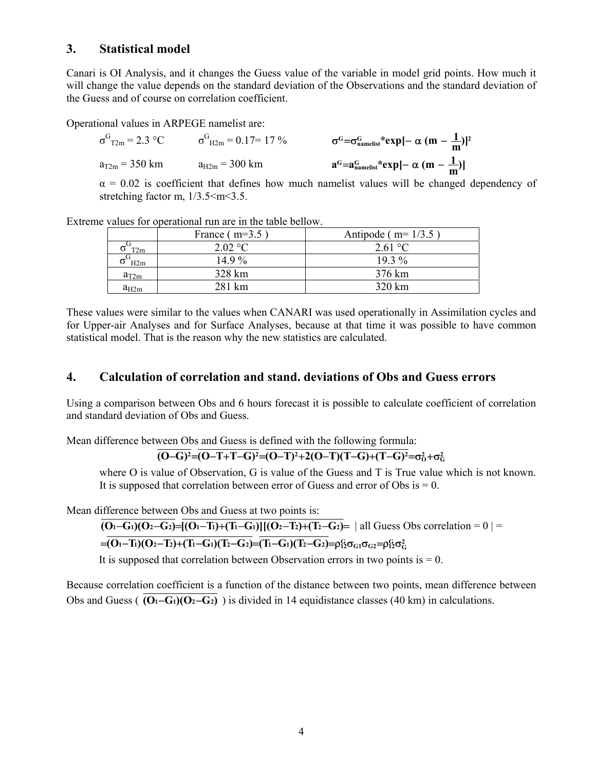## 3. Statistical model

Canari is OI Analysis, and it changes the Guess value of the variable in model grid points. How much it will change the value depends on the standard deviation of the Observations and the standard deviation of the Guess and of course on correlation coefficient.

Operational values in ARPEGE namelist are:

$\sigma^G_{T2m} = 2.3$ °C $\qquad \sigma^G_{H2m} = 0.17 = 17$ % $\qquad \sigma^G = \sigma^G_{namelist} * \exp[-\alpha\,(m - \frac{1}{m})]^2$

$a_{T2m} = 350$ km $\qquad a_{H2m} = 300$ km $\qquad a^G = a^G_{namelist} * \exp[-\alpha\,(m - \frac{1}{m})]$

$\alpha = 0.02$ is coefficient that defines how much namelist values will be changed dependency of stretching factor m, $1/3.5 < m < 3.5$.

Extreme values for operational run are in the table bellow.

| | France ( m=3.5 ) | Antipode ( m= 1/3.5 ) |
|---|---|---|
| $\sigma^G_{T2m}$ | 2.02 °C | 2.61 °C |
| $\sigma^G_{H2m}$ | 14.9 % | 19.3 % |
| $a_{T2m}$ | 328 km | 376 km |
| $a_{H2m}$ | 281 km | 320 km |

These values were similar to the values when CANARI was used operationally in Assimilation cycles and for Upper-air Analyses and for Surface Analyses, because at that time it was possible to have common statistical model. That is the reason why the new statistics are calculated.

## 4. Calculation of correlation and stand. deviations of Obs and Guess errors

Using a comparison between Obs and 6 hours forecast it is possible to calculate coefficient of correlation and standard deviation of Obs and Guess.

Mean difference between Obs and Guess is defined with the following formula:

$$\overline{(O-G)^2} = \overline{(O-T+T-G)^2} = \overline{(O-T)^2 + 2(O-T)(T-G) + (T-G)^2} = \sigma_O^2 + \sigma_G^2$$

where O is value of Observation, G is value of the Guess and T is True value which is not known. It is supposed that correlation between error of Guess and error of Obs is = 0.

Mean difference between Obs and Guess at two points is:

$$\overline{(O_1-G_1)(O_2-G_2)} = \overline{[(O_1-T_1)+(T_1-G_1)][(O_2-T_2)+(T_2-G_2)]} = \text{| all Guess Obs correlation = 0 |} =$$

$$= \overline{(O_1-T_1)(O_2-T_2) + (T_1-G_1)(T_2-G_2)} = \overline{(T_1-G_1)(T_2-G_2)} = \rho^G_{12}\sigma_{G1}\sigma_{G2} = \rho^G_{12}\sigma^2_G$$

It is supposed that correlation between Observation errors in two points is = 0.

Because correlation coefficient is a function of the distance between two points, mean difference between Obs and Guess ( $\overline{(O_1-G_1)(O_2-G_2)}$ ) is divided in 14 equidistance classes (40 km) in calculations.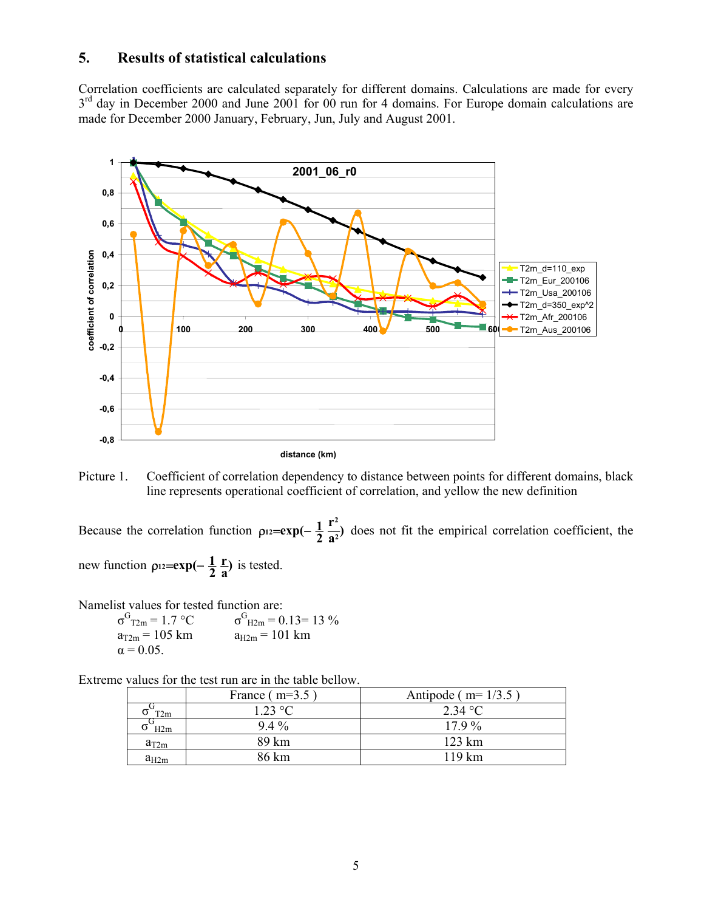## 5. Results of statistical calculations

Correlation coefficients are calculated separately for different domains. Calculations are made for every 3rd day in December 2000 and June 2001 for 00 run for 4 domains. For Europe domain calculations are made for December 2000 January, February, Jun, July and August 2001.

Picture 1. Coefficient of correlation dependency to distance between points for different domains, black line represents operational coefficient of correlation, and yellow the new definition

Because the correlation function $\rho_{12}=\exp(-\frac{1}{2}\frac{r^2}{a^2})$ does not fit the empirical correlation coefficient, the new function $\rho_{12}=\exp(-\frac{1}{2}\frac{r}{a})$ is tested.

Namelist values for tested function are:

$\sigma^G_{T2m}$ = 1.7 °C $\sigma^G_{H2m}$ = 0.13= 13 %

$a_{T2m}$ = 105 km $a_{H2m}$ = 101 km

$\alpha$ = 0.05.

Extreme values for the test run are in the table bellow.

| | France ( m=3.5 ) | Antipode ( m= 1/3.5 ) |
|---|---|---|
| $\sigma^G_{T2m}$ | 1.23 °C | 2.34 °C |
| $\sigma^G_{H2m}$ | 9.4 % | 17.9 % |
| $a_{T2m}$ | 89 km | 123 km |
| $a_{H2m}$ | 86 km | 119 km |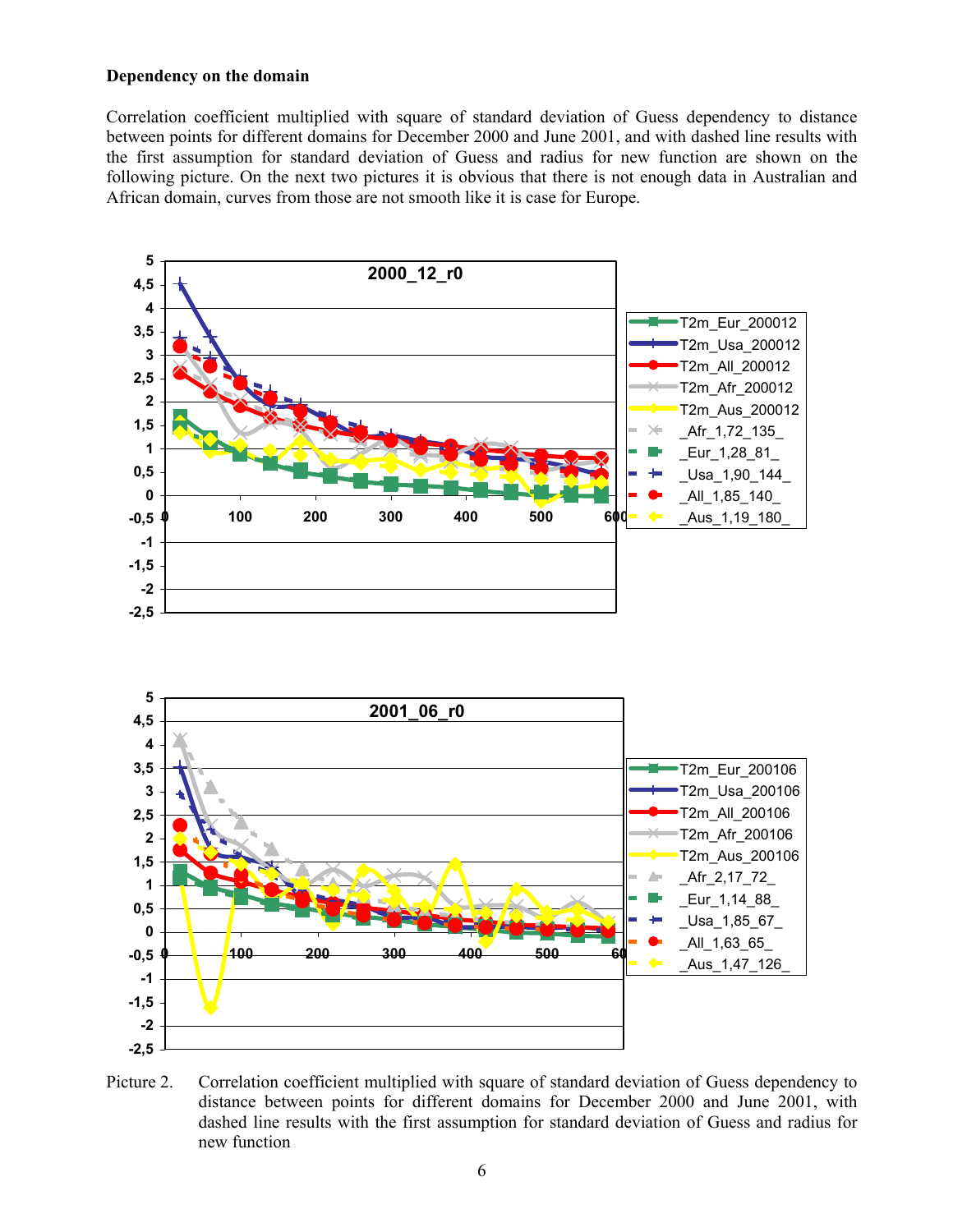**Dependency on the domain**

Correlation coefficient multiplied with square of standard deviation of Guess dependency to distance between points for different domains for December 2000 and June 2001, and with dashed line results with the first assumption for standard deviation of Guess and radius for new function are shown on the following picture. On the next two pictures it is obvious that there is not enough data in Australian and African domain, curves from those are not smooth like it is case for Europe.

Picture 2. Correlation coefficient multiplied with square of standard deviation of Guess dependency to distance between points for different domains for December 2000 and June 2001, with dashed line results with the first assumption for standard deviation of Guess and radius for new function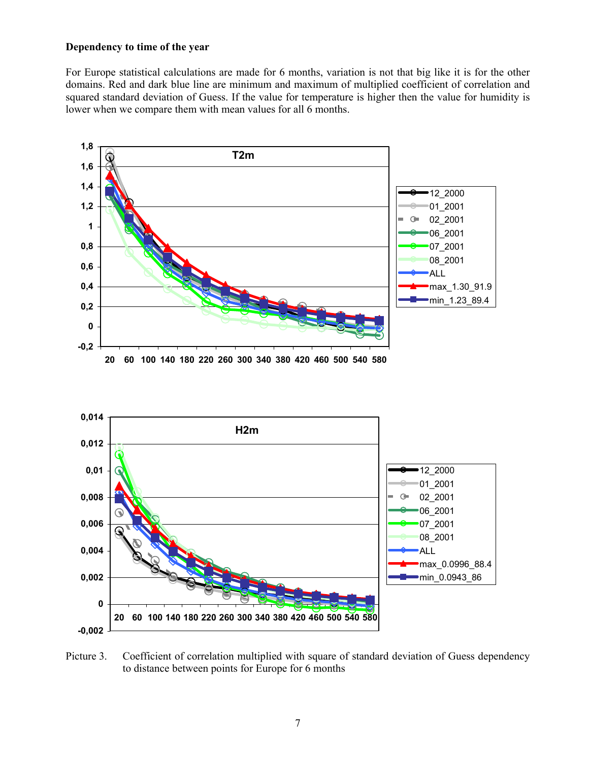**Dependency to time of the year**

For Europe statistical calculations are made for 6 months, variation is not that big like it is for the other domains. Red and dark blue line are minimum and maximum of multiplied coefficient of correlation and squared standard deviation of Guess. If the value for temperature is higher then the value for humidity is lower when we compare them with mean values for all 6 months.

Picture 3. Coefficient of correlation multiplied with square of standard deviation of Guess dependency to distance between points for Europe for 6 months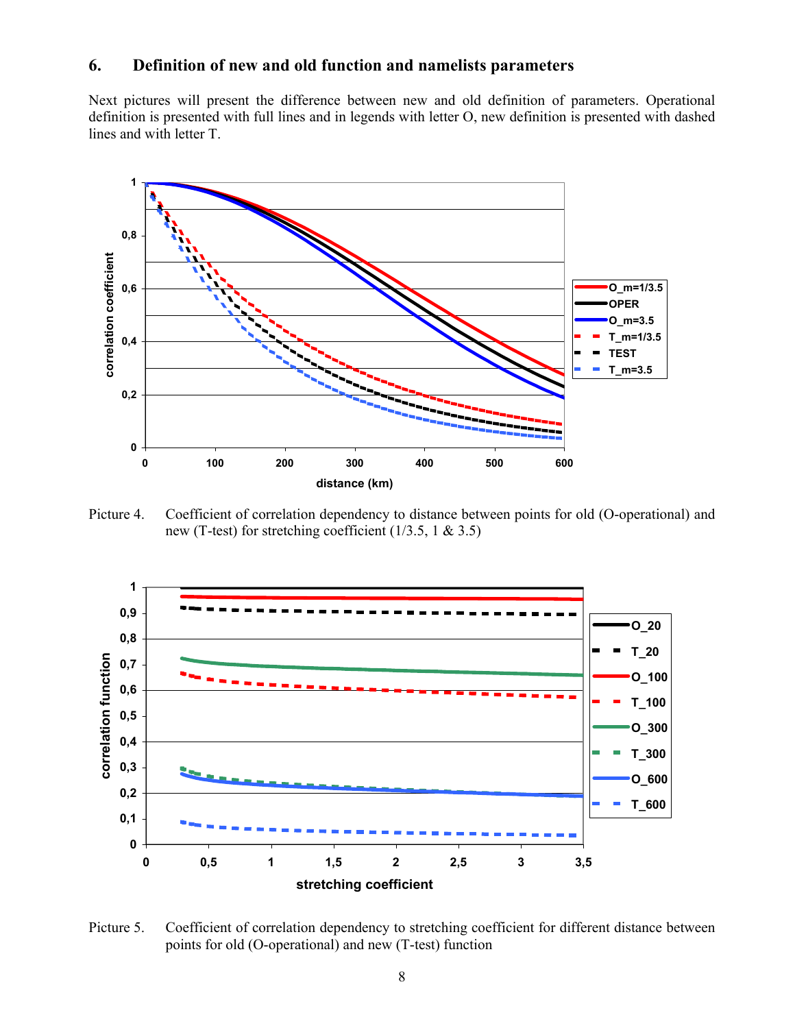## 6. Definition of new and old function and namelists parameters

Next pictures will present the difference between new and old definition of parameters. Operational definition is presented with full lines and in legends with letter O, new definition is presented with dashed lines and with letter T.

Picture 4. Coefficient of correlation dependency to distance between points for old (O-operational) and new (T-test) for stretching coefficient (1/3.5, 1 & 3.5)

Picture 5. Coefficient of correlation dependency to stretching coefficient for different distance between points for old (O-operational) and new (T-test) function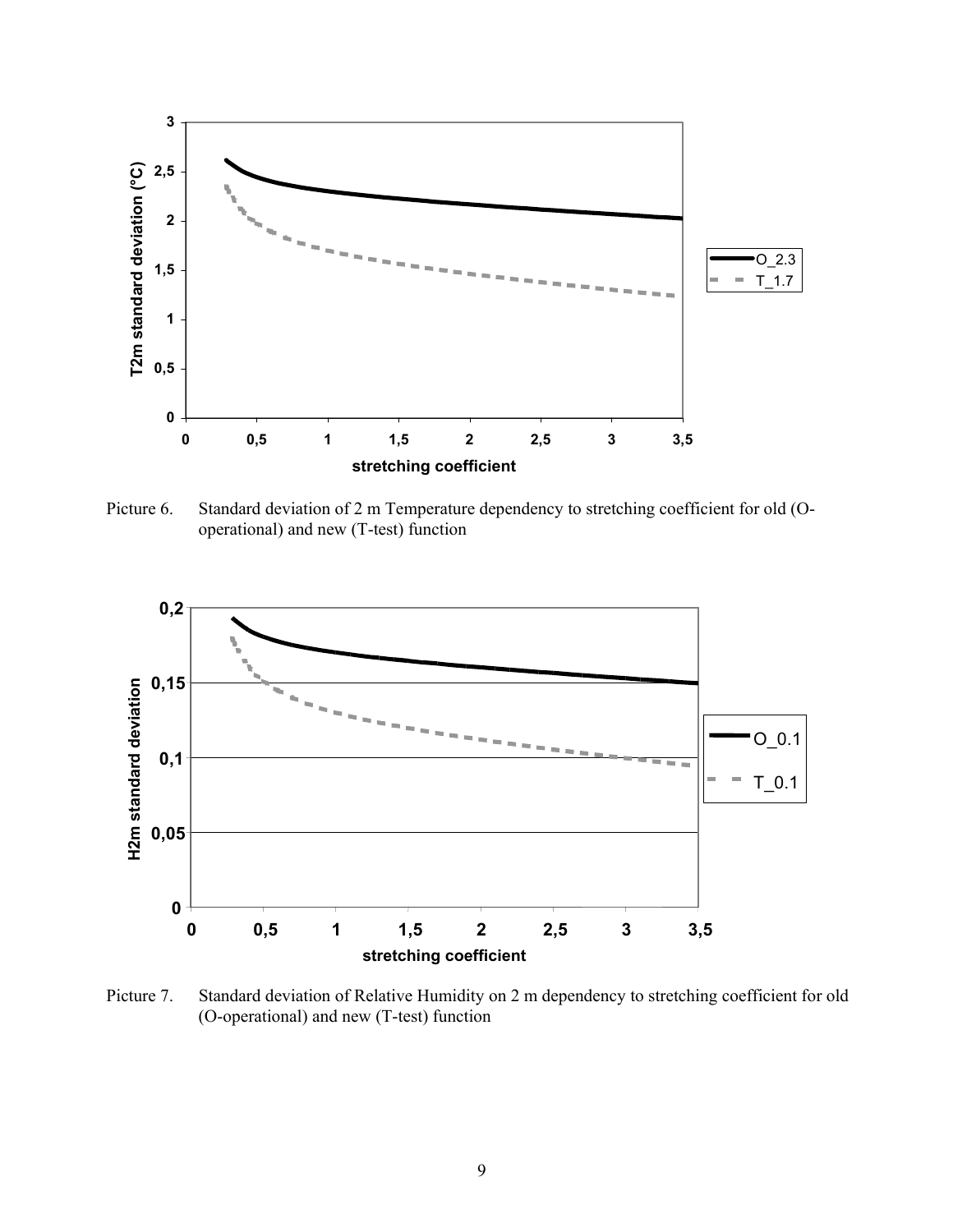Picture 6. Standard deviation of 2 m Temperature dependency to stretching coefficient for old (O-operational) and new (T-test) function

Picture 7. Standard deviation of Relative Humidity on 2 m dependency to stretching coefficient for old (O-operational) and new (T-test) function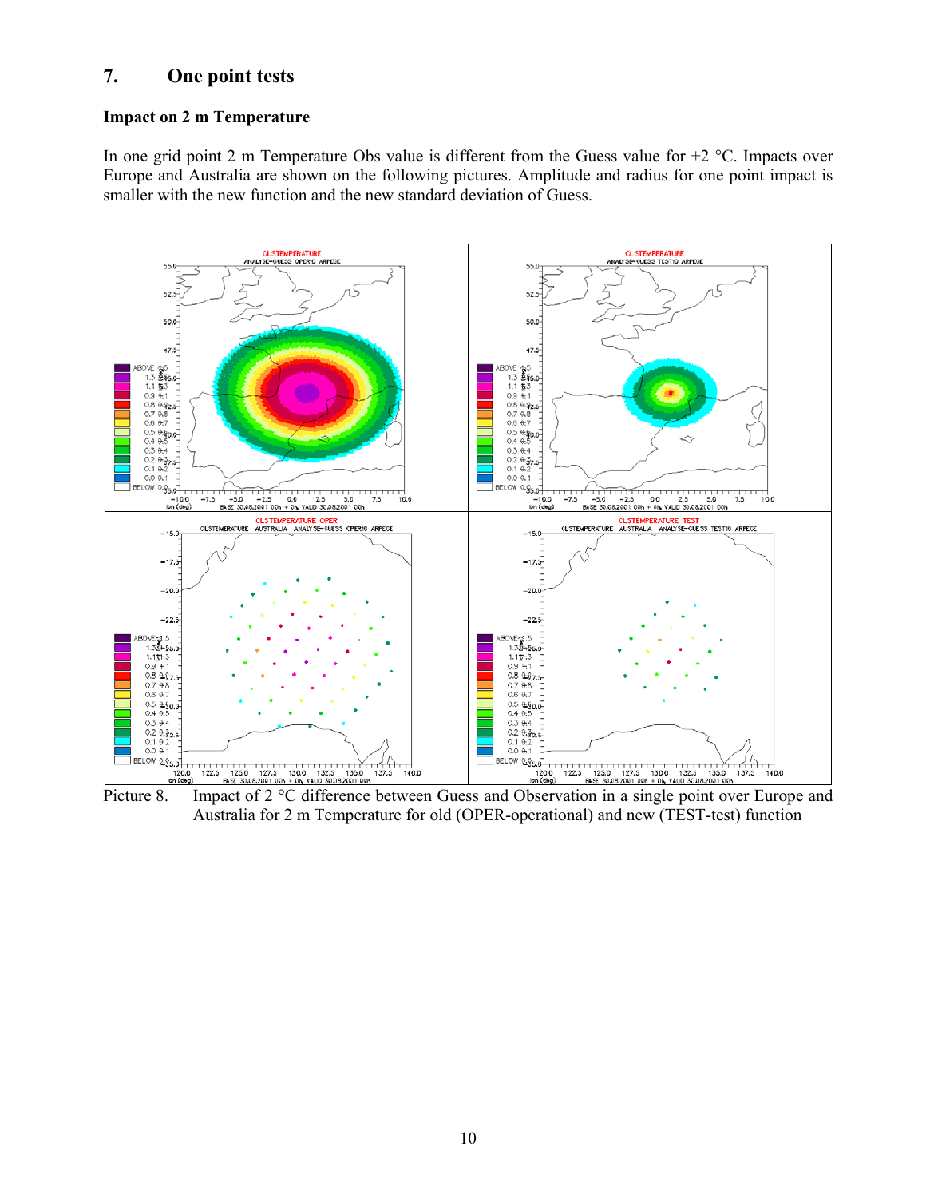## 7. One point tests

### Impact on 2 m Temperature

In one grid point 2 m Temperature Obs value is different from the Guess value for +2 °C. Impacts over Europe and Australia are shown on the following pictures. Amplitude and radius for one point impact is smaller with the new function and the new standard deviation of Guess.

Picture 8. Impact of 2 °C difference between Guess and Observation in a single point over Europe and Australia for 2 m Temperature for old (OPER-operational) and new (TEST-test) function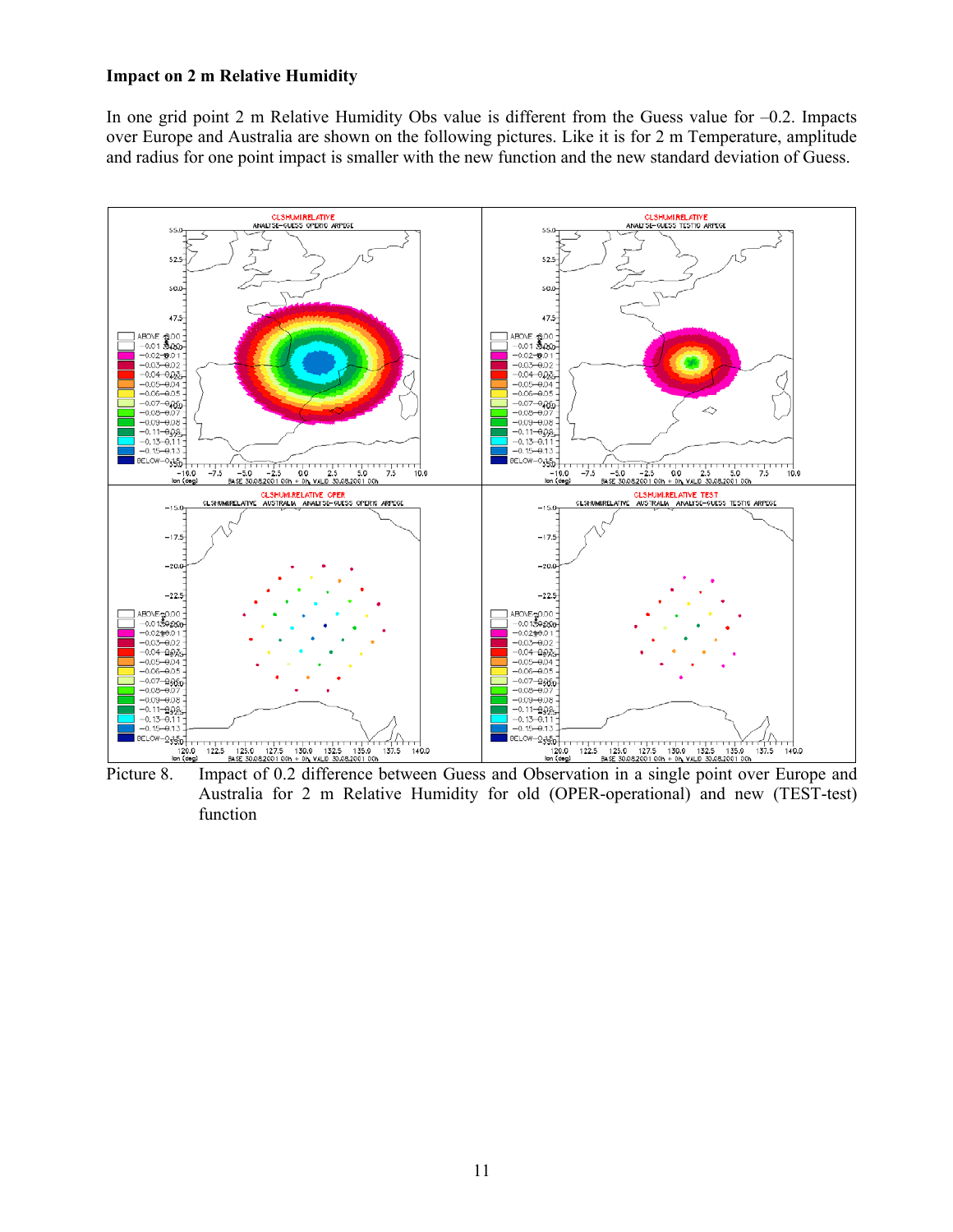**Impact on 2 m Relative Humidity**

In one grid point 2 m Relative Humidity Obs value is different from the Guess value for –0.2. Impacts over Europe and Australia are shown on the following pictures. Like it is for 2 m Temperature, amplitude and radius for one point impact is smaller with the new function and the new standard deviation of Guess.

Picture 8. Impact of 0.2 difference between Guess and Observation in a single point over Europe and Australia for 2 m Relative Humidity for old (OPER-operational) and new (TEST-test) function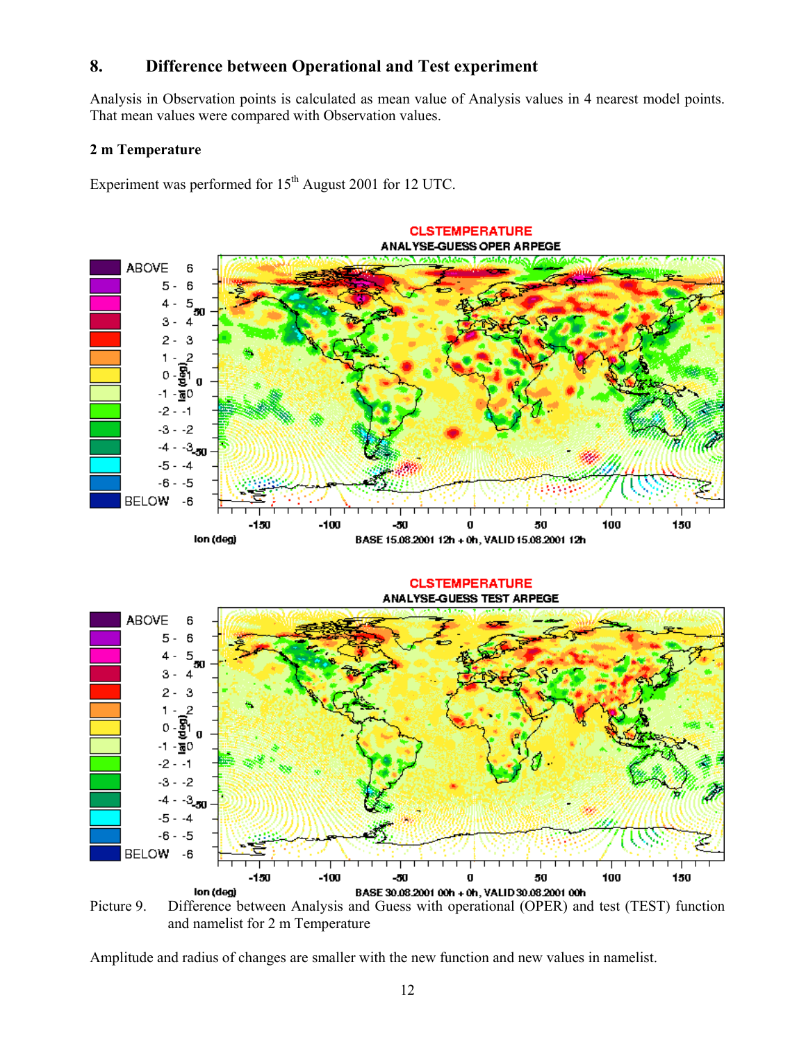## 8. Difference between Operational and Test experiment

Analysis in Observation points is calculated as mean value of Analysis values in 4 nearest model points. That mean values were compared with Observation values.

**2 m Temperature**

Experiment was performed for 15th August 2001 for 12 UTC.

Picture 9. Difference between Analysis and Guess with operational (OPER) and test (TEST) function and namelist for 2 m Temperature

Amplitude and radius of changes are smaller with the new function and new values in namelist.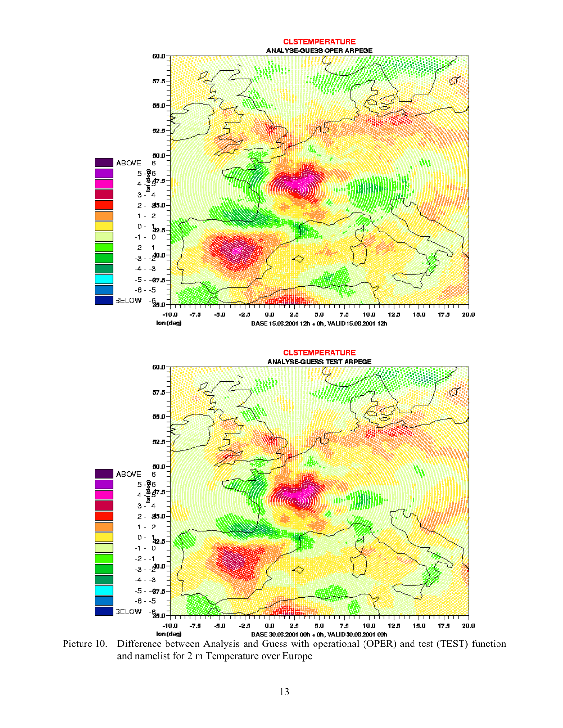Picture 10. Difference between Analysis and Guess with operational (OPER) and test (TEST) function and namelist for 2 m Temperature over Europe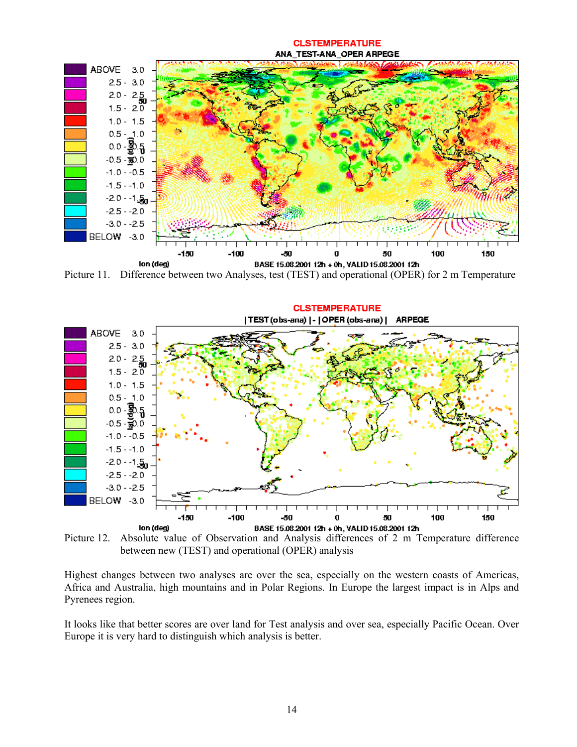Picture 11. Difference between two Analyses, test (TEST) and operational (OPER) for 2 m Temperature

Picture 12. Absolute value of Observation and Analysis differences of 2 m Temperature difference between new (TEST) and operational (OPER) analysis

Highest changes between two analyses are over the sea, especially on the western coasts of Americas, Africa and Australia, high mountains and in Polar Regions. In Europe the largest impact is in Alps and Pyrenees region.

It looks like that better scores are over land for Test analysis and over sea, especially Pacific Ocean. Over Europe it is very hard to distinguish which analysis is better.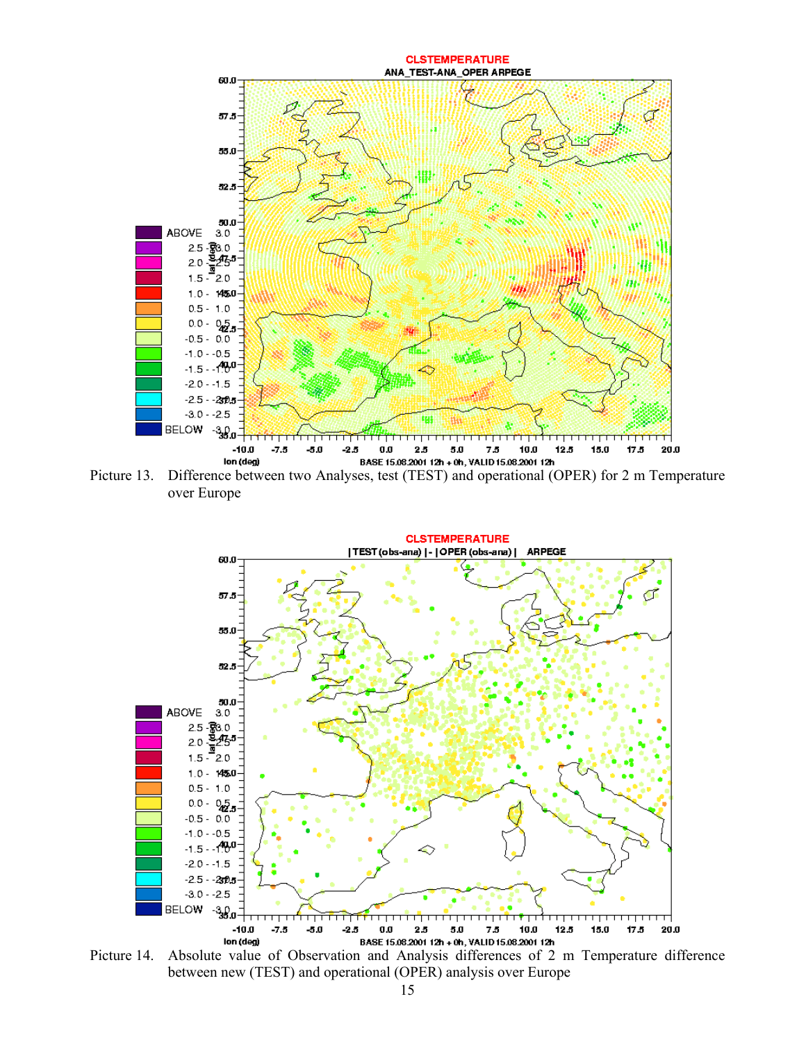Picture 13. Difference between two Analyses, test (TEST) and operational (OPER) for 2 m Temperature over Europe

Picture 14. Absolute value of Observation and Analysis differences of 2 m Temperature difference between new (TEST) and operational (OPER) analysis over Europe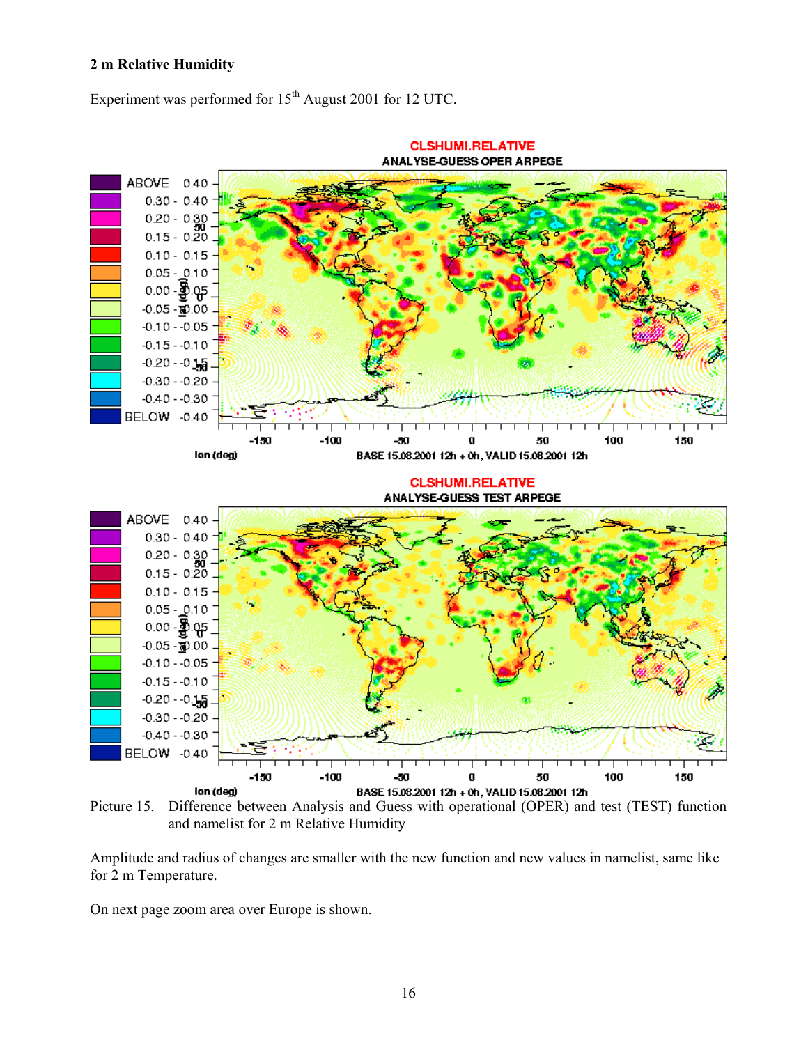**2 m Relative Humidity**

Experiment was performed for 15[th] August 2001 for 12 UTC.

Picture 15. Difference between Analysis and Guess with operational (OPER) and test (TEST) function and namelist for 2 m Relative Humidity

Amplitude and radius of changes are smaller with the new function and new values in namelist, same like for 2 m Temperature.

On next page zoom area over Europe is shown.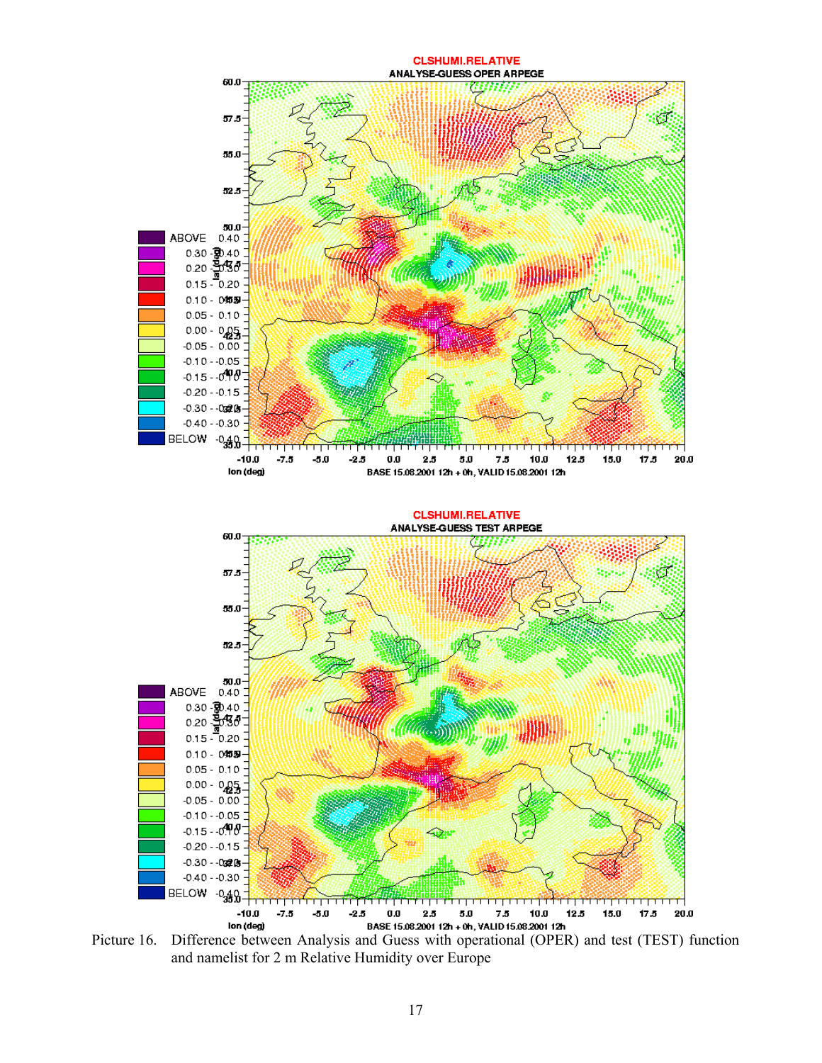Picture 16. Difference between Analysis and Guess with operational (OPER) and test (TEST) function and namelist for 2 m Relative Humidity over Europe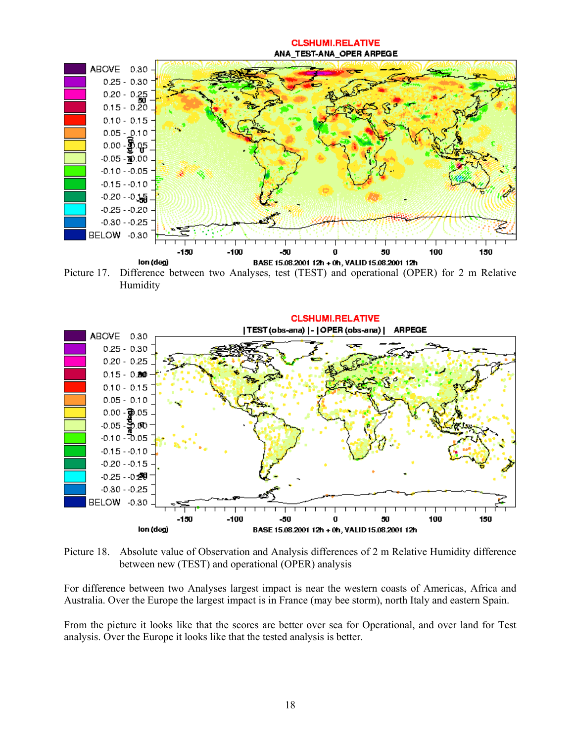Picture 17. Difference between two Analyses, test (TEST) and operational (OPER) for 2 m Relative Humidity

Picture 18. Absolute value of Observation and Analysis differences of 2 m Relative Humidity difference between new (TEST) and operational (OPER) analysis

For difference between two Analyses largest impact is near the western coasts of Americas, Africa and Australia. Over the Europe the largest impact is in France (may bee storm), north Italy and eastern Spain.

From the picture it looks like that the scores are better over sea for Operational, and over land for Test analysis. Over the Europe it looks like that the tested analysis is better.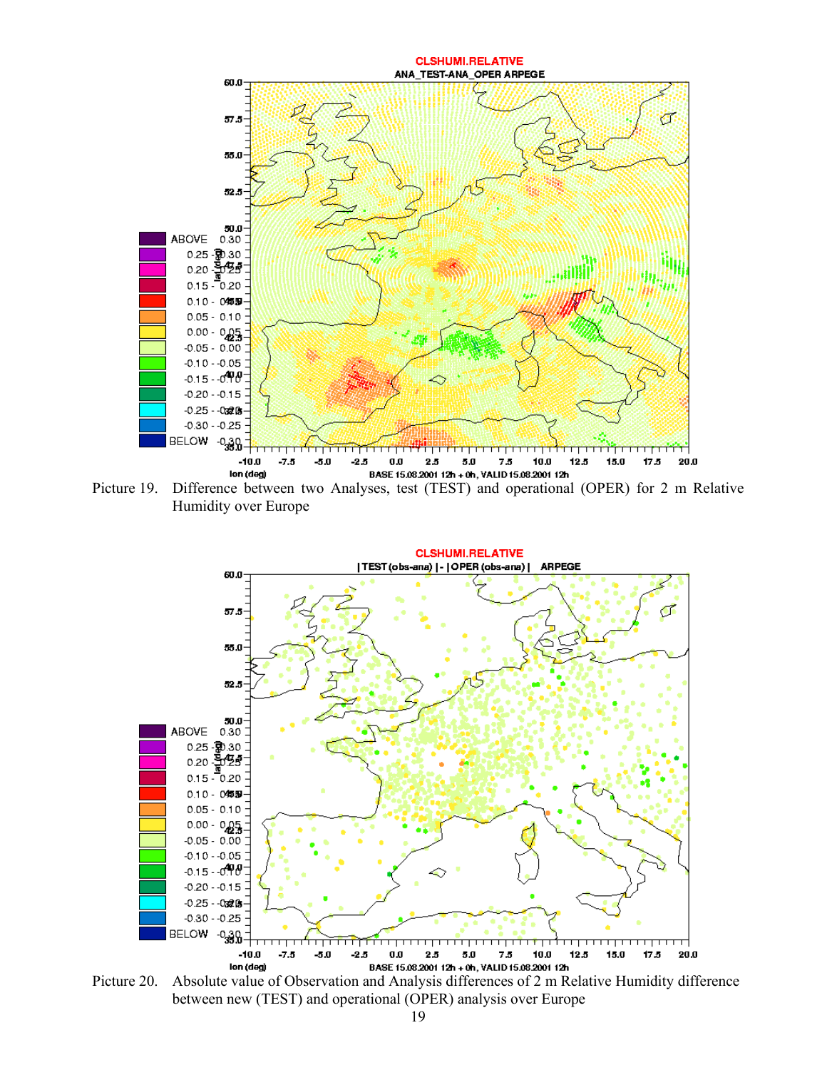Picture 19. Difference between two Analyses, test (TEST) and operational (OPER) for 2 m Relative Humidity over Europe

Picture 20. Absolute value of Observation and Analysis differences of 2 m Relative Humidity difference between new (TEST) and operational (OPER) analysis over Europe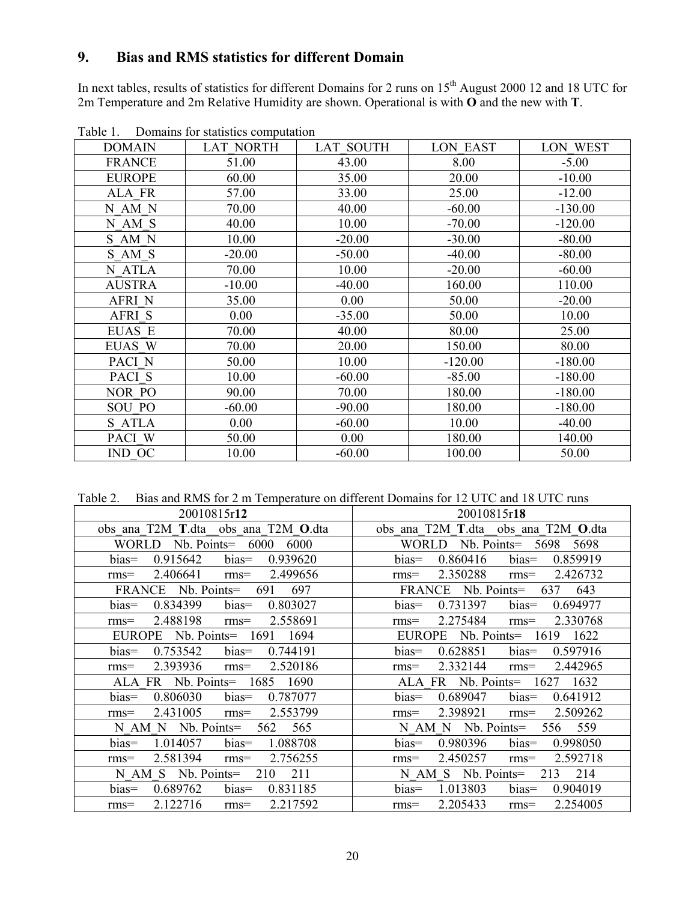## 9. Bias and RMS statistics for different Domain

In next tables, results of statistics for different Domains for 2 runs on 15th August 2000 12 and 18 UTC for 2m Temperature and 2m Relative Humidity are shown. Operational is with **O** and the new with **T**.

Table 1. Domains for statistics computation

| DOMAIN | LAT_NORTH | LAT_SOUTH | LON_EAST | LON_WEST |
|---|---|---|---|---|
| FRANCE | 51.00 | 43.00 | 8.00 | -5.00 |
| EUROPE | 60.00 | 35.00 | 20.00 | -10.00 |
| ALA_FR | 57.00 | 33.00 | 25.00 | -12.00 |
| N_AM_N | 70.00 | 40.00 | -60.00 | -130.00 |
| N_AM_S | 40.00 | 10.00 | -70.00 | -120.00 |
| S_AM_N | 10.00 | -20.00 | -30.00 | -80.00 |
| S_AM_S | -20.00 | -50.00 | -40.00 | -80.00 |
| N_ATLA | 70.00 | 10.00 | -20.00 | -60.00 |
| AUSTRA | -10.00 | -40.00 | 160.00 | 110.00 |
| AFRI_N | 35.00 | 0.00 | 50.00 | -20.00 |
| AFRI_S | 0.00 | -35.00 | 50.00 | 10.00 |
| EUAS_E | 70.00 | 40.00 | 80.00 | 25.00 |
| EUAS_W | 70.00 | 20.00 | 150.00 | 80.00 |
| PACI_N | 50.00 | 10.00 | -120.00 | -180.00 |
| PACI_S | 10.00 | -60.00 | -85.00 | -180.00 |
| NOR_PO | 90.00 | 70.00 | 180.00 | -180.00 |
| SOU_PO | -60.00 | -90.00 | 180.00 | -180.00 |
| S_ATLA | 0.00 | -60.00 | 10.00 | -40.00 |
| PACI_W | 50.00 | 0.00 | 180.00 | 140.00 |
| IND_OC | 10.00 | -60.00 | 100.00 | 50.00 |

Table 2. Bias and RMS for 2 m Temperature on different Domains for 12 UTC and 18 UTC runs

| 20010815r**12** | 20010815r**18** |
|---|---|
| obs_ana_T2M_**T**.dta obs_ana_T2M_**O**.dta | obs_ana_T2M_**T**.dta obs_ana_T2M_**O**.dta |
| WORLD Nb. Points= 6000 6000 | WORLD Nb. Points= 5698 5698 |
| bias= 0.915642 bias= 0.939620 | bias= 0.860416 bias= 0.859919 |
| rms= 2.406641 rms= 2.499656 | rms= 2.350288 rms= 2.426732 |
| FRANCE Nb. Points= 691 697 | FRANCE Nb. Points= 637 643 |
| bias= 0.834399 bias= 0.803027 | bias= 0.731397 bias= 0.694977 |
| rms= 2.488198 rms= 2.558691 | rms= 2.275484 rms= 2.330768 |
| EUROPE Nb. Points= 1691 1694 | EUROPE Nb. Points= 1619 1622 |
| bias= 0.753542 bias= 0.744191 | bias= 0.628851 bias= 0.597916 |
| rms= 2.393936 rms= 2.520186 | rms= 2.332144 rms= 2.442965 |
| ALA_FR Nb. Points= 1685 1690 | ALA_FR Nb. Points= 1627 1632 |
| bias= 0.806030 bias= 0.787077 | bias= 0.689047 bias= 0.641912 |
| rms= 2.431005 rms= 2.553799 | rms= 2.398921 rms= 2.509262 |
| N_AM_N Nb. Points= 562 565 | N_AM_N Nb. Points= 556 559 |
| bias= 1.014057 bias= 1.088708 | bias= 0.980396 bias= 0.998050 |
| rms= 2.581394 rms= 2.756255 | rms= 2.450257 rms= 2.592718 |
| N_AM_S Nb. Points= 210 211 | N_AM_S Nb. Points= 213 214 |
| bias= 0.689762 bias= 0.831185 | bias= 1.013803 bias= 0.904019 |
| rms= 2.122716 rms= 2.217592 | rms= 2.205433 rms= 2.254005 |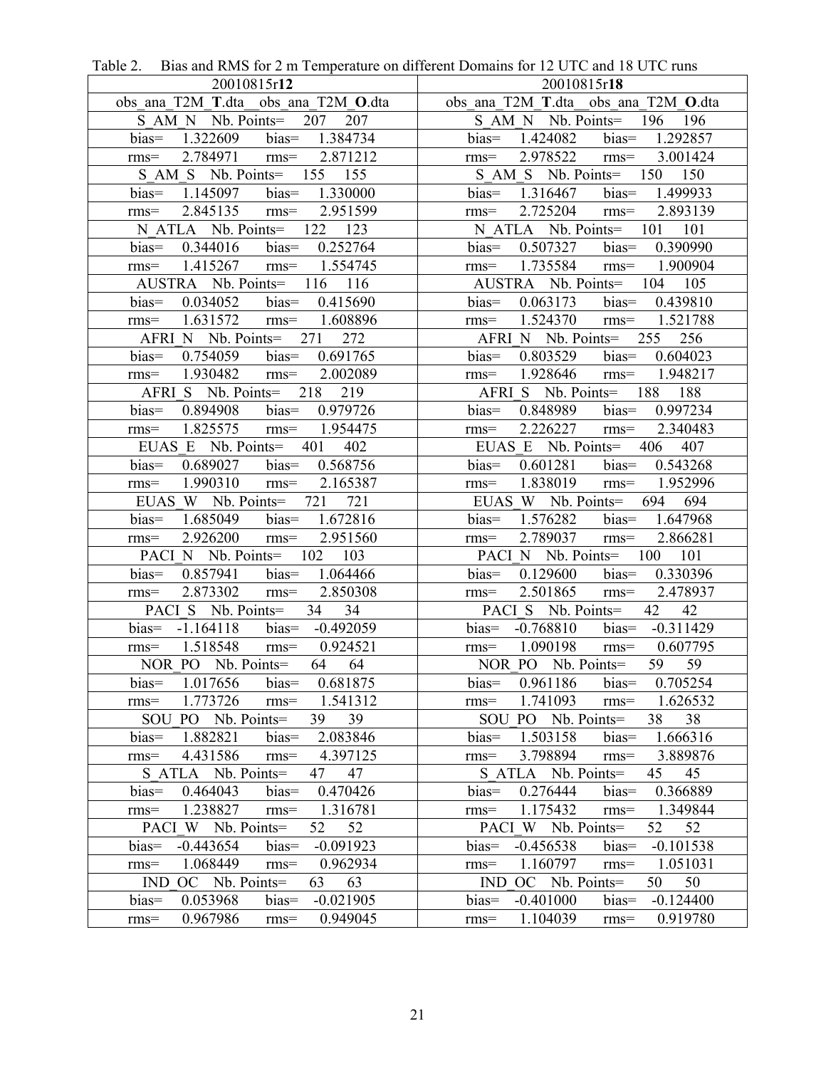Table 2. Bias and RMS for 2 m Temperature on different Domains for 12 UTC and 18 UTC runs

| 20010815r**12** | 20010815r**18** |
|---|---|
| obs_ana_T2M_**T**.dta__obs_ana_T2M_**O**.dta | obs_ana_T2M_**T**.dta__obs_ana_T2M_**O**.dta |
| S_AM_N Nb. Points= 207 207 | S_AM_N Nb. Points= 196 196 |
| bias= 1.322609 bias= 1.384734 | bias= 1.424082 bias= 1.292857 |
| rms= 2.784971 rms= 2.871212 | rms= 2.978522 rms= 3.001424 |
| S_AM_S Nb. Points= 155 155 | S_AM_S Nb. Points= 150 150 |
| bias= 1.145097 bias= 1.330000 | bias= 1.316467 bias= 1.499933 |
| rms= 2.845135 rms= 2.951599 | rms= 2.725204 rms= 2.893139 |
| N_ATLA Nb. Points= 122 123 | N_ATLA Nb. Points= 101 101 |
| bias= 0.344016 bias= 0.252764 | bias= 0.507327 bias= 0.390990 |
| rms= 1.415267 rms= 1.554745 | rms= 1.735584 rms= 1.900904 |
| AUSTRA Nb. Points= 116 116 | AUSTRA Nb. Points= 104 105 |
| bias= 0.034052 bias= 0.415690 | bias= 0.063173 bias= 0.439810 |
| rms= 1.631572 rms= 1.608896 | rms= 1.524370 rms= 1.521788 |
| AFRI_N Nb. Points= 271 272 | AFRI_N Nb. Points= 255 256 |
| bias= 0.754059 bias= 0.691765 | bias= 0.803529 bias= 0.604023 |
| rms= 1.930482 rms= 2.002089 | rms= 1.928646 rms= 1.948217 |
| AFRI_S Nb. Points= 218 219 | AFRI_S Nb. Points= 188 188 |
| bias= 0.894908 bias= 0.979726 | bias= 0.848989 bias= 0.997234 |
| rms= 1.825575 rms= 1.954475 | rms= 2.226227 rms= 2.340483 |
| EUAS_E Nb. Points= 401 402 | EUAS_E Nb. Points= 406 407 |
| bias= 0.689027 bias= 0.568756 | bias= 0.601281 bias= 0.543268 |
| rms= 1.990310 rms= 2.165387 | rms= 1.838019 rms= 1.952996 |
| EUAS_W Nb. Points= 721 721 | EUAS_W Nb. Points= 694 694 |
| bias= 1.685049 bias= 1.672816 | bias= 1.576282 bias= 1.647968 |
| rms= 2.926200 rms= 2.951560 | rms= 2.789037 rms= 2.866281 |
| PACI_N Nb. Points= 102 103 | PACI_N Nb. Points= 100 101 |
| bias= 0.857941 bias= 1.064466 | bias= 0.129600 bias= 0.330396 |
| rms= 2.873302 rms= 2.850308 | rms= 2.501865 rms= 2.478937 |
| PACI_S Nb. Points= 34 34 | PACI_S Nb. Points= 42 42 |
| bias= -1.164118 bias= -0.492059 | bias= -0.768810 bias= -0.311429 |
| rms= 1.518548 rms= 0.924521 | rms= 1.090198 rms= 0.607795 |
| NOR_PO Nb. Points= 64 64 | NOR_PO Nb. Points= 59 59 |
| bias= 1.017656 bias= 0.681875 | bias= 0.961186 bias= 0.705254 |
| rms= 1.773726 rms= 1.541312 | rms= 1.741093 rms= 1.626532 |
| SOU_PO Nb. Points= 39 39 | SOU_PO Nb. Points= 38 38 |
| bias= 1.882821 bias= 2.083846 | bias= 1.503158 bias= 1.666316 |
| rms= 4.431586 rms= 4.397125 | rms= 3.798894 rms= 3.889876 |
| S_ATLA Nb. Points= 47 47 | S_ATLA Nb. Points= 45 45 |
| bias= 0.464043 bias= 0.470426 | bias= 0.276444 bias= 0.366889 |
| rms= 1.238827 rms= 1.316781 | rms= 1.175432 rms= 1.349844 |
| PACI_W Nb. Points= 52 52 | PACI_W Nb. Points= 52 52 |
| bias= -0.443654 bias= -0.091923 | bias= -0.456538 bias= -0.101538 |
| rms= 1.068449 rms= 0.962934 | rms= 1.160797 rms= 1.051031 |
| IND_OC Nb. Points= 63 63 | IND_OC Nb. Points= 50 50 |
| bias= 0.053968 bias= -0.021905 | bias= -0.401000 bias= -0.124400 |
| rms= 0.967986 rms= 0.949045 | rms= 1.104039 rms= 0.919780 |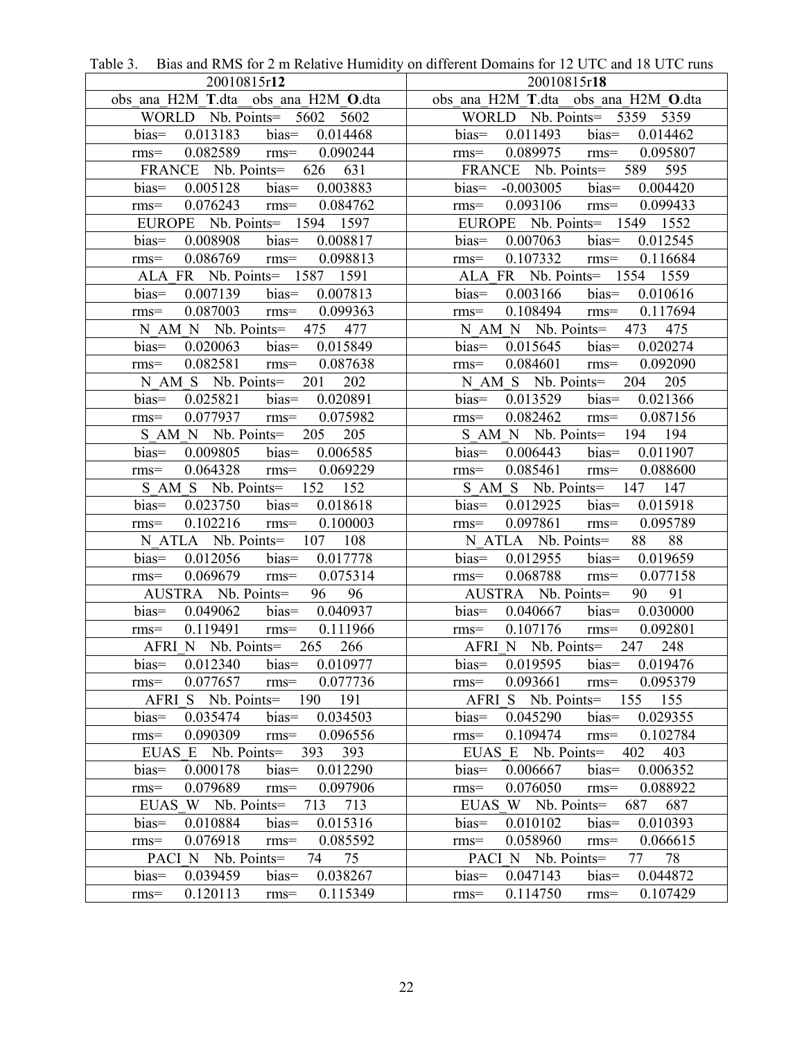Table 3. Bias and RMS for 2 m Relative Humidity on different Domains for 12 UTC and 18 UTC runs

| 20010815r**12** | 20010815r**18** |
|---|---|
| obs_ana_H2M_**T**.dta__obs_ana_H2M_**O**.dta | obs_ana_H2M_**T**.dta__obs_ana_H2M_**O**.dta |
| WORLD Nb. Points= 5602 5602 | WORLD Nb. Points= 5359 5359 |
| bias= 0.013183 bias= 0.014468 | bias= 0.011493 bias= 0.014462 |
| rms= 0.082589 rms= 0.090244 | rms= 0.089975 rms= 0.095807 |
| FRANCE Nb. Points= 626 631 | FRANCE Nb. Points= 589 595 |
| bias= 0.005128 bias= 0.003883 | bias= -0.003005 bias= 0.004420 |
| rms= 0.076243 rms= 0.084762 | rms= 0.093106 rms= 0.099433 |
| EUROPE Nb. Points= 1594 1597 | EUROPE Nb. Points= 1549 1552 |
| bias= 0.008908 bias= 0.008817 | bias= 0.007063 bias= 0.012545 |
| rms= 0.086769 rms= 0.098813 | rms= 0.107332 rms= 0.116684 |
| ALA_FR Nb. Points= 1587 1591 | ALA_FR Nb. Points= 1554 1559 |
| bias= 0.007139 bias= 0.007813 | bias= 0.003166 bias= 0.010616 |
| rms= 0.087003 rms= 0.099363 | rms= 0.108494 rms= 0.117694 |
| N_AM_N Nb. Points= 475 477 | N_AM_N Nb. Points= 473 475 |
| bias= 0.020063 bias= 0.015849 | bias= 0.015645 bias= 0.020274 |
| rms= 0.082581 rms= 0.087638 | rms= 0.084601 rms= 0.092090 |
| N_AM_S Nb. Points= 201 202 | N_AM_S Nb. Points= 204 205 |
| bias= 0.025821 bias= 0.020891 | bias= 0.013529 bias= 0.021366 |
| rms= 0.077937 rms= 0.075982 | rms= 0.082462 rms= 0.087156 |
| S_AM_N Nb. Points= 205 205 | S_AM_N Nb. Points= 194 194 |
| bias= 0.009805 bias= 0.006585 | bias= 0.006443 bias= 0.011907 |
| rms= 0.064328 rms= 0.069229 | rms= 0.085461 rms= 0.088600 |
| S_AM_S Nb. Points= 152 152 | S_AM_S Nb. Points= 147 147 |
| bias= 0.023750 bias= 0.018618 | bias= 0.012925 bias= 0.015918 |
| rms= 0.102216 rms= 0.100003 | rms= 0.097861 rms= 0.095789 |
| N_ATLA Nb. Points= 107 108 | N_ATLA Nb. Points= 88 88 |
| bias= 0.012056 bias= 0.017778 | bias= 0.012955 bias= 0.019659 |
| rms= 0.069679 rms= 0.075314 | rms= 0.068788 rms= 0.077158 |
| AUSTRA Nb. Points= 96 96 | AUSTRA Nb. Points= 90 91 |
| bias= 0.049062 bias= 0.040937 | bias= 0.040667 bias= 0.030000 |
| rms= 0.119491 rms= 0.111966 | rms= 0.107176 rms= 0.092801 |
| AFRI_N Nb. Points= 265 266 | AFRI_N Nb. Points= 247 248 |
| bias= 0.012340 bias= 0.010977 | bias= 0.019595 bias= 0.019476 |
| rms= 0.077657 rms= 0.077736 | rms= 0.093661 rms= 0.095379 |
| AFRI_S Nb. Points= 190 191 | AFRI_S Nb. Points= 155 155 |
| bias= 0.035474 bias= 0.034503 | bias= 0.045290 bias= 0.029355 |
| rms= 0.090309 rms= 0.096556 | rms= 0.109474 rms= 0.102784 |
| EUAS_E Nb. Points= 393 393 | EUAS_E Nb. Points= 402 403 |
| bias= 0.000178 bias= 0.012290 | bias= 0.006667 bias= 0.006352 |
| rms= 0.079689 rms= 0.097906 | rms= 0.076050 rms= 0.088922 |
| EUAS_W Nb. Points= 713 713 | EUAS_W Nb. Points= 687 687 |
| bias= 0.010884 bias= 0.015316 | bias= 0.010102 bias= 0.010393 |
| rms= 0.076918 rms= 0.085592 | rms= 0.058960 rms= 0.066615 |
| PACI_N Nb. Points= 74 75 | PACI_N Nb. Points= 77 78 |
| bias= 0.039459 bias= 0.038267 | bias= 0.047143 bias= 0.044872 |
| rms= 0.120113 rms= 0.115349 | rms= 0.114750 rms= 0.107429 |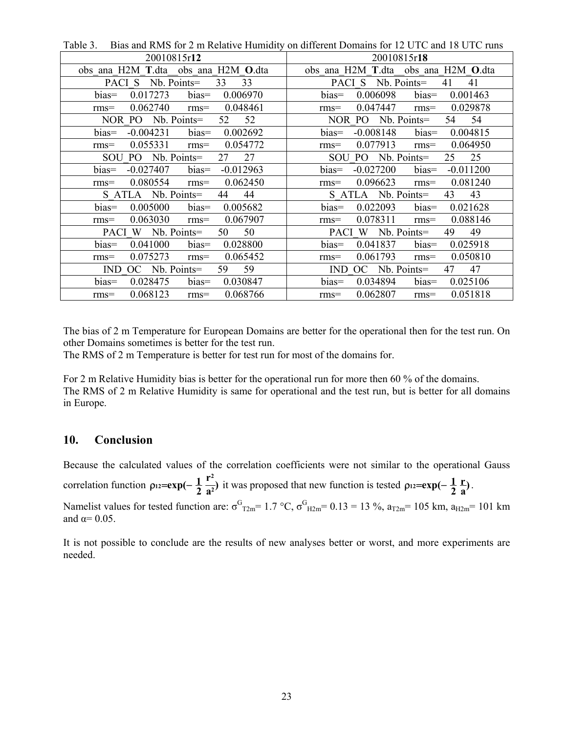Table 3. Bias and RMS for 2 m Relative Humidity on different Domains for 12 UTC and 18 UTC runs

| 20010815r**12** | 20010815r**18** |
|---|---|
| obs_ana_H2M_**T**.dta obs_ana_H2M_**O**.dta | obs_ana_H2M_**T**.dta obs_ana_H2M_**O**.dta |
| PACI_S Nb. Points= 33 33 | PACI_S Nb. Points= 41 41 |
| bias= 0.017273 bias= 0.006970 | bias= 0.006098 bias= 0.001463 |
| rms= 0.062740 rms= 0.048461 | rms= 0.047447 rms= 0.029878 |
| NOR_PO Nb. Points= 52 52 | NOR_PO Nb. Points= 54 54 |
| bias= -0.004231 bias= 0.002692 | bias= -0.008148 bias= 0.004815 |
| rms= 0.055331 rms= 0.054772 | rms= 0.077913 rms= 0.064950 |
| SOU_PO Nb. Points= 27 27 | SOU_PO Nb. Points= 25 25 |
| bias= -0.027407 bias= -0.012963 | bias= -0.027200 bias= -0.011200 |
| rms= 0.080554 rms= 0.062450 | rms= 0.096623 rms= 0.081240 |
| S_ATLA Nb. Points= 44 44 | S_ATLA Nb. Points= 43 43 |
| bias= 0.005000 bias= 0.005682 | bias= 0.022093 bias= 0.021628 |
| rms= 0.063030 rms= 0.067907 | rms= 0.078311 rms= 0.088146 |
| PACI_W Nb. Points= 50 50 | PACI_W Nb. Points= 49 49 |
| bias= 0.041000 bias= 0.028800 | bias= 0.041837 bias= 0.025918 |
| rms= 0.075273 rms= 0.065452 | rms= 0.061793 rms= 0.050810 |
| IND_OC Nb. Points= 59 59 | IND_OC Nb. Points= 47 47 |
| bias= 0.028475 bias= 0.030847 | bias= 0.034894 bias= 0.025106 |
| rms= 0.068123 rms= 0.068766 | rms= 0.062807 rms= 0.051818 |

The bias of 2 m Temperature for European Domains are better for the operational then for the test run. On other Domains sometimes is better for the test run.
The RMS of 2 m Temperature is better for test run for most of the domains for.

For 2 m Relative Humidity bias is better for the operational run for more then 60 % of the domains.
The RMS of 2 m Relative Humidity is same for operational and the test run, but is better for all domains in Europe.

## 10. Conclusion

Because the calculated values of the correlation coefficients were not similar to the operational Gauss correlation function $\rho_{12}=\exp(-\frac{1}{2}\frac{r^2}{a^2})$ it was proposed that new function is tested $\rho_{12}=\exp(-\frac{1}{2}\frac{r}{a})$.

Namelist values for tested function are: $\sigma^G_{T2m}$= 1.7 °C, $\sigma^G_{H2m}$= 0.13 = 13 %, $a_{T2m}$= 105 km, $a_{H2m}$= 101 km and $\alpha$= 0.05.

It is not possible to conclude are the results of new analyses better or worst, and more experiments are needed.